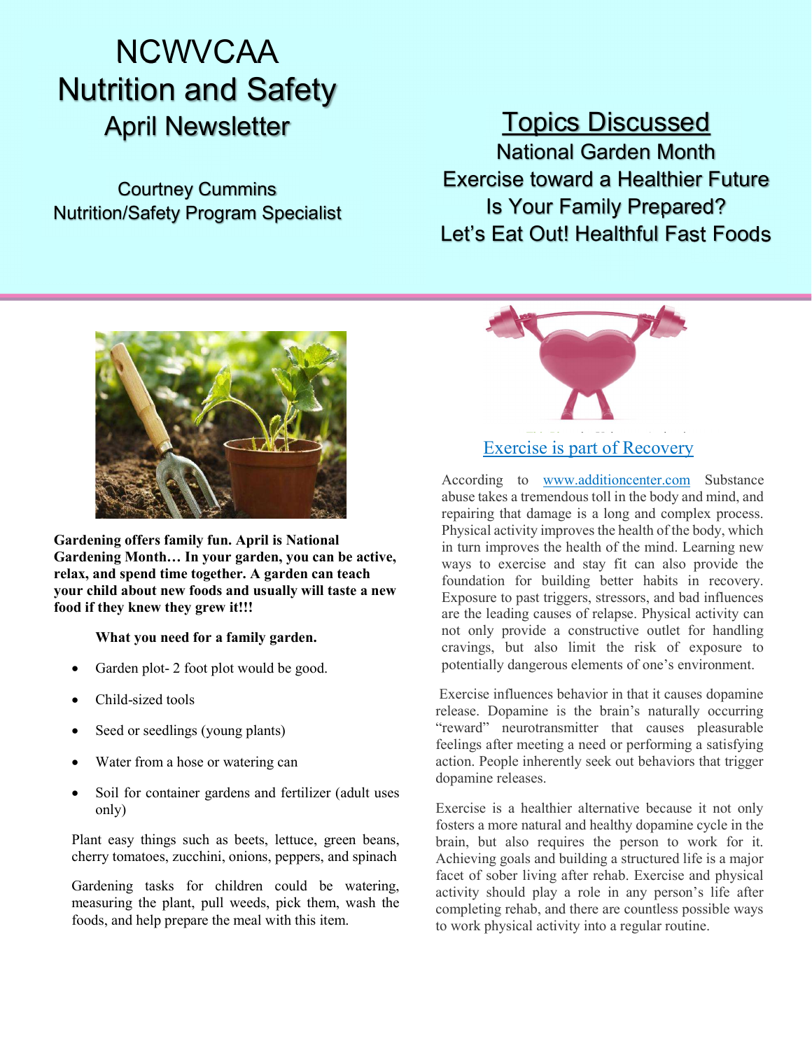# NCWVCAA Nutrition and Safety April Newsletter

Courtney Cummins
Nutrition/Safety Program Specialist

## Topics Discussed

National Garden Month
Exercise toward a Healthier Future
Is Your Family Prepared?
Let's Eat Out! Healthful Fast Foods

**Gardening offers family fun. April is National Gardening Month… In your garden, you can be active, relax, and spend time together. A garden can teach your child about new foods and usually will taste a new food if they knew they grew it!!!**

**What you need for a family garden.**

- Garden plot- 2 foot plot would be good.
- Child-sized tools
- Seed or seedlings (young plants)
- Water from a hose or watering can
- Soil for container gardens and fertilizer (adult uses only)

Plant easy things such as beets, lettuce, green beans, cherry tomatoes, zucchini, onions, peppers, and spinach

Gardening tasks for children could be watering, measuring the plant, pull weeds, pick them, wash the foods, and help prepare the meal with this item.

## Exercise is part of Recovery

According to www.additioncenter.com Substance abuse takes a tremendous toll in the body and mind, and repairing that damage is a long and complex process. Physical activity improves the health of the body, which in turn improves the health of the mind. Learning new ways to exercise and stay fit can also provide the foundation for building better habits in recovery. Exposure to past triggers, stressors, and bad influences are the leading causes of relapse. Physical activity can not only provide a constructive outlet for handling cravings, but also limit the risk of exposure to potentially dangerous elements of one's environment.

Exercise influences behavior in that it causes dopamine release. Dopamine is the brain's naturally occurring "reward" neurotransmitter that causes pleasurable feelings after meeting a need or performing a satisfying action. People inherently seek out behaviors that trigger dopamine releases.

Exercise is a healthier alternative because it not only fosters a more natural and healthy dopamine cycle in the brain, but also requires the person to work for it. Achieving goals and building a structured life is a major facet of sober living after rehab. Exercise and physical activity should play a role in any person's life after completing rehab, and there are countless possible ways to work physical activity into a regular routine.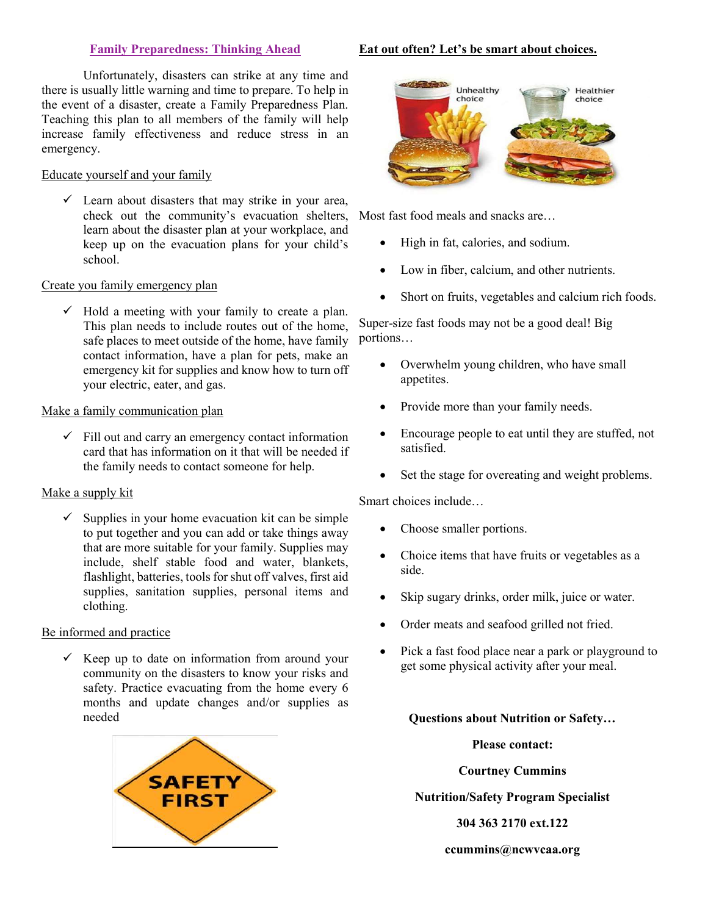## Family Preparedness: Thinking Ahead

Unfortunately, disasters can strike at any time and there is usually little warning and time to prepare. To help in the event of a disaster, create a Family Preparedness Plan. Teaching this plan to all members of the family will help increase family effectiveness and reduce stress in an emergency.

Educate yourself and your family

- ✓ Learn about disasters that may strike in your area, check out the community's evacuation shelters, learn about the disaster plan at your workplace, and keep up on the evacuation plans for your child's school.

Create you family emergency plan

- ✓ Hold a meeting with your family to create a plan. This plan needs to include routes out of the home, safe places to meet outside of the home, have family contact information, have a plan for pets, make an emergency kit for supplies and know how to turn off your electric, eater, and gas.

Make a family communication plan

- ✓ Fill out and carry an emergency contact information card that has information on it that will be needed if the family needs to contact someone for help.

Make a supply kit

- ✓ Supplies in your home evacuation kit can be simple to put together and you can add or take things away that are more suitable for your family. Supplies may include, shelf stable food and water, blankets, flashlight, batteries, tools for shut off valves, first aid supplies, sanitation supplies, personal items and clothing.

Be informed and practice

- ✓ Keep up to date on information from around your community on the disasters to know your risks and safety. Practice evacuating from the home every 6 months and update changes and/or supplies as needed

SAFETY FIRST

## Eat out often? Let's be smart about choices.

Unhealthy choice

Healthier choice

Most fast food meals and snacks are…

- High in fat, calories, and sodium.
- Low in fiber, calcium, and other nutrients.
- Short on fruits, vegetables and calcium rich foods.

Super-size fast foods may not be a good deal! Big portions…

- Overwhelm young children, who have small appetites.
- Provide more than your family needs.
- Encourage people to eat until they are stuffed, not satisfied.
- Set the stage for overeating and weight problems.

Smart choices include…

- Choose smaller portions.
- Choice items that have fruits or vegetables as a side.
- Skip sugary drinks, order milk, juice or water.
- Order meats and seafood grilled not fried.
- Pick a fast food place near a park or playground to get some physical activity after your meal.

**Questions about Nutrition or Safety…**

**Please contact:**

**Courtney Cummins**

**Nutrition/Safety Program Specialist**

**304 363 2170 ext.122**

**ccummins@ncwvcaa.org**